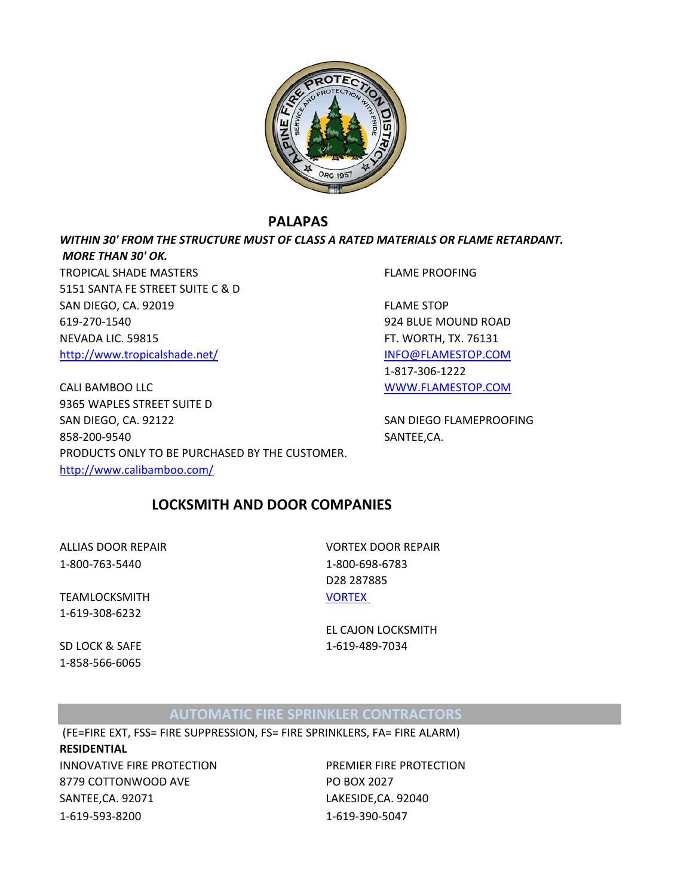## PALAPAS

***WITHIN 30' FROM THE STRUCTURE MUST OF CLASS A RATED MATERIALS OR FLAME RETARDANT.***
***MORE THAN 30' OK.***

TROPICAL SHADE MASTERS
5151 SANTA FE STREET SUITE C & D
SAN DIEGO, CA. 92019
619-270-1540
NEVADA LIC. 59815
[http://www.tropicalshade.net/](http://www.tropicalshade.net/)

CALI BAMBOO LLC
9365 WAPLES STREET SUITE D
SAN DIEGO, CA. 92122
858-200-9540
PRODUCTS ONLY TO BE PURCHASED BY THE CUSTOMER.
[http://www.calibamboo.com/](http://www.calibamboo.com/)

FLAME PROOFING

FLAME STOP
924 BLUE MOUND ROAD
FT. WORTH, TX. 76131
INFO@FLAMESTOP.COM
1-817-306-1222
WWW.FLAMESTOP.COM

SAN DIEGO FLAMEPROOFING
SANTEE,CA.

## LOCKSMITH AND DOOR COMPANIES

ALLIAS DOOR REPAIR
1-800-763-5440

TEAMLOCKSMITH
1-619-308-6232

SD LOCK & SAFE
1-858-566-6065

VORTEX DOOR REPAIR
1-800-698-6783
D28 287885
VORTEX

EL CAJON LOCKSMITH
1-619-489-7034

## AUTOMATIC FIRE SPRINKLER CONTRACTORS

(FE=FIRE EXT, FSS= FIRE SUPPRESSION, FS= FIRE SPRINKLERS, FA= FIRE ALARM)

**RESIDENTIAL**

INNOVATIVE FIRE PROTECTION
8779 COTTONWOOD AVE
SANTEE,CA. 92071
1-619-593-8200

PREMIER FIRE PROTECTION
PO BOX 2027
LAKESIDE,CA. 92040
1-619-390-5047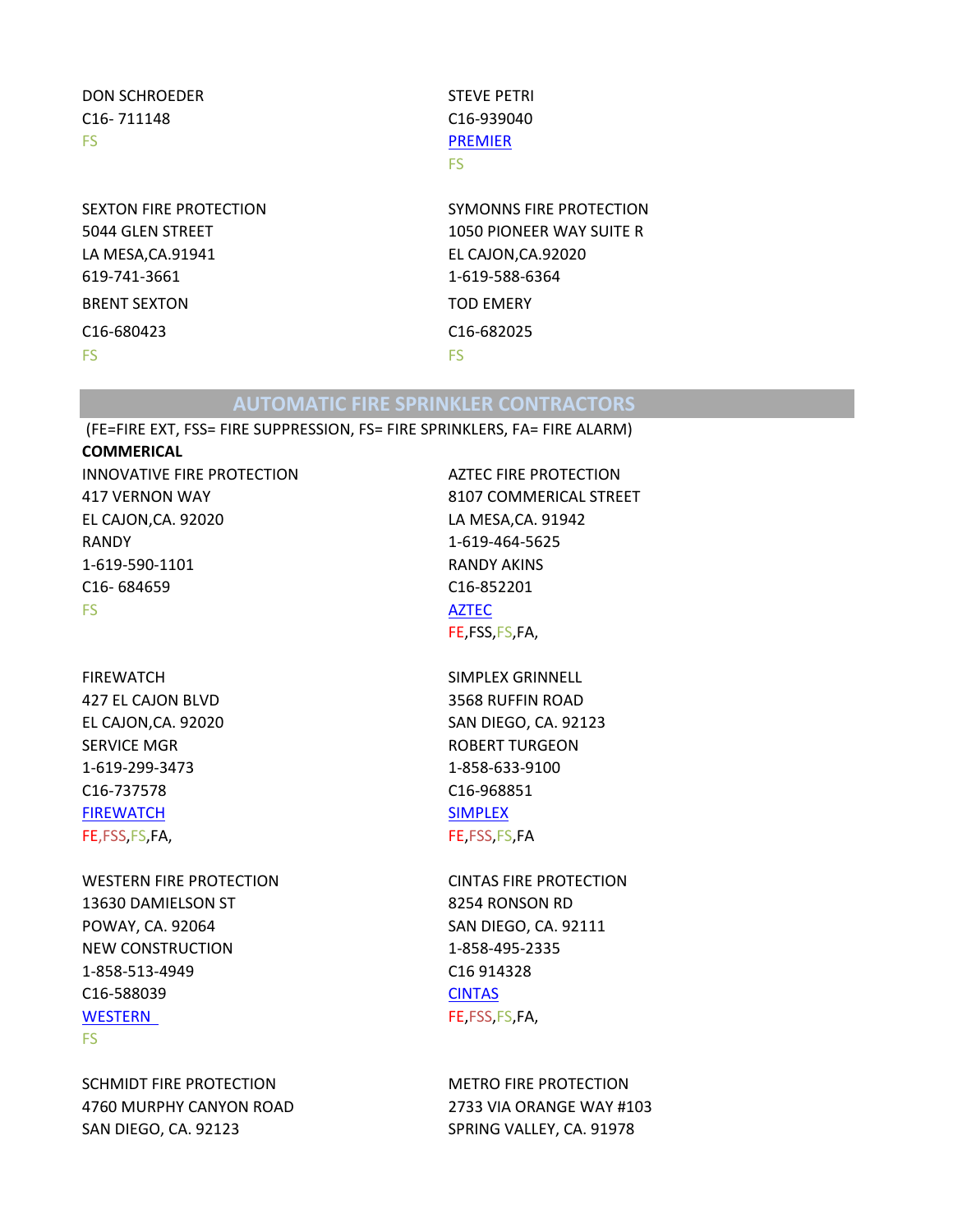DON SCHROEDER
C16- 711148
FS

STEVE PETRI
C16-939040
PREMIER
FS

SEXTON FIRE PROTECTION
5044 GLEN STREET
LA MESA,CA.91941
619-741-3661
BRENT SEXTON
C16-680423
FS

SYMONNS FIRE PROTECTION
1050 PIONEER WAY SUITE R
EL CAJON,CA.92020
1-619-588-6364
TOD EMERY
C16-682025
FS

## AUTOMATIC FIRE SPRINKLER CONTRACTORS

(FE=FIRE EXT, FSS= FIRE SUPPRESSION, FS= FIRE SPRINKLERS, FA= FIRE ALARM)

**COMMERICAL**

INNOVATIVE FIRE PROTECTION
417 VERNON WAY
EL CAJON,CA. 92020
RANDY
1-619-590-1101
C16- 684659
FS

AZTEC FIRE PROTECTION
8107 COMMERICAL STREET
LA MESA,CA. 91942
1-619-464-5625
RANDY AKINS
C16-852201
AZTEC
FE,FSS,FS,FA,

FIREWATCH
427 EL CAJON BLVD
EL CAJON,CA. 92020
SERVICE MGR
1-619-299-3473
C16-737578
FIREWATCH
FE,FSS,FS,FA,

SIMPLEX GRINNELL
3568 RUFFIN ROAD
SAN DIEGO, CA. 92123
ROBERT TURGEON
1-858-633-9100
C16-968851
SIMPLEX
FE,FSS,FS,FA

WESTERN FIRE PROTECTION
13630 DAMIELSON ST
POWAY, CA. 92064
NEW CONSTRUCTION
1-858-513-4949
C16-588039
WESTERN
FS

CINTAS FIRE PROTECTION
8254 RONSON RD
SAN DIEGO, CA. 92111
1-858-495-2335
C16 914328
CINTAS
FE,FSS,FS,FA,

SCHMIDT FIRE PROTECTION
4760 MURPHY CANYON ROAD
SAN DIEGO, CA. 92123

METRO FIRE PROTECTION
2733 VIA ORANGE WAY #103
SPRING VALLEY, CA. 91978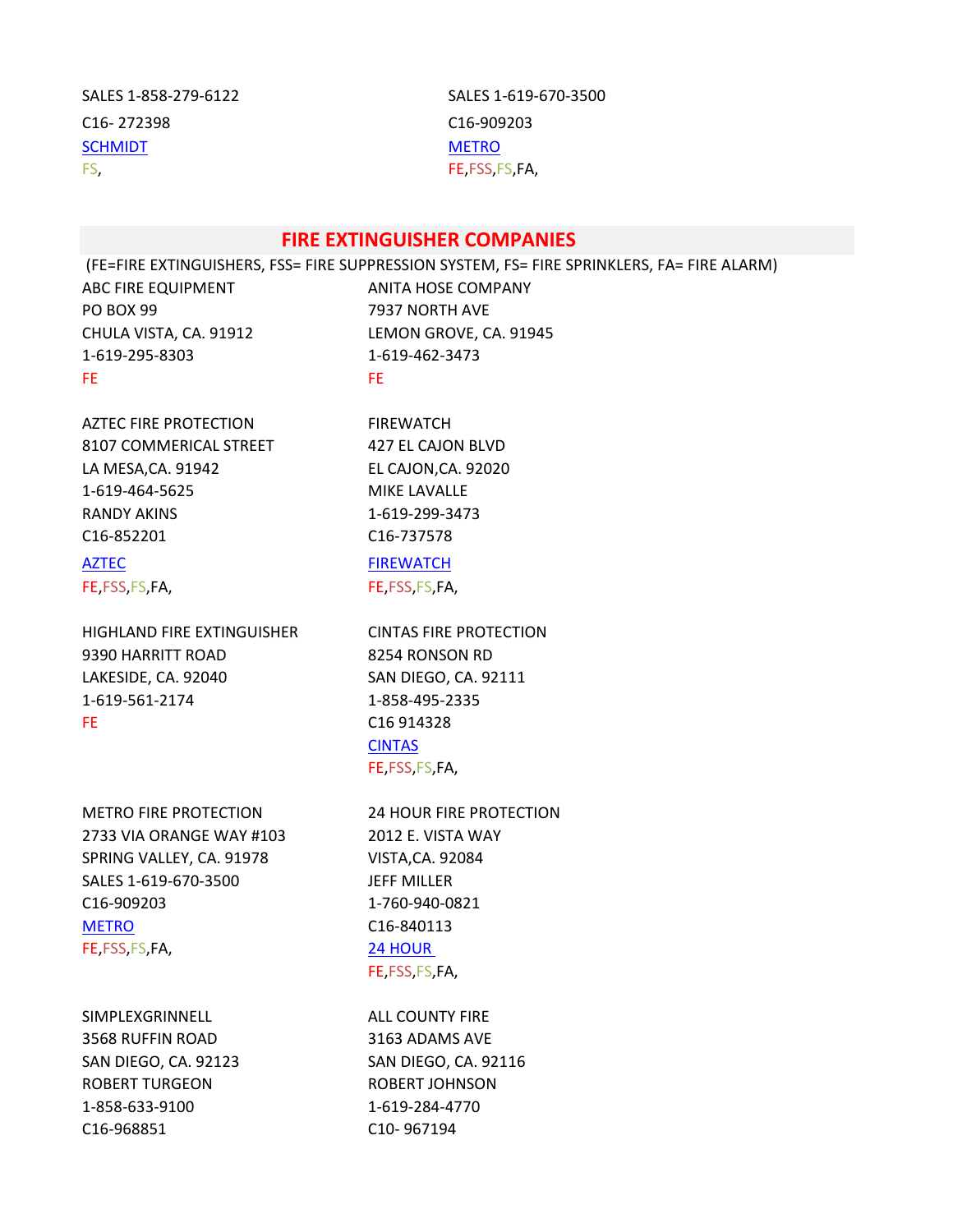SALES 1-858-279-6122
C16- 272398
SCHMIDT
FS,

SALES 1-619-670-3500
C16-909203
METRO
FE,FSS,FS,FA,

## FIRE EXTINGUISHER COMPANIES

(FE=FIRE EXTINGUISHERS, FSS= FIRE SUPPRESSION SYSTEM, FS= FIRE SPRINKLERS, FA= FIRE ALARM)

ABC FIRE EQUIPMENT
PO BOX 99
CHULA VISTA, CA. 91912
1-619-295-8303
FE

ANITA HOSE COMPANY
7937 NORTH AVE
LEMON GROVE, CA. 91945
1-619-462-3473
FE

AZTEC FIRE PROTECTION
8107 COMMERICAL STREET
LA MESA,CA. 91942
1-619-464-5625
RANDY AKINS
C16-852201
AZTEC
FE,FSS,FS,FA,

FIREWATCH
427 EL CAJON BLVD
EL CAJON,CA. 92020
MIKE LAVALLE
1-619-299-3473
C16-737578
FIREWATCH
FE,FSS,FS,FA,

HIGHLAND FIRE EXTINGUISHER
9390 HARRITT ROAD
LAKESIDE, CA. 92040
1-619-561-2174
FE

CINTAS FIRE PROTECTION
8254 RONSON RD
SAN DIEGO, CA. 92111
1-858-495-2335
C16 914328
CINTAS
FE,FSS,FS,FA,

METRO FIRE PROTECTION
2733 VIA ORANGE WAY #103
SPRING VALLEY, CA. 91978
SALES 1-619-670-3500
C16-909203
METRO
FE,FSS,FS,FA,

24 HOUR FIRE PROTECTION
2012 E. VISTA WAY
VISTA,CA. 92084
JEFF MILLER
1-760-940-0821
C16-840113
24 HOUR
FE,FSS,FS,FA,

SIMPLEXGRINNELL
3568 RUFFIN ROAD
SAN DIEGO, CA. 92123
ROBERT TURGEON
1-858-633-9100
C16-968851

ALL COUNTY FIRE
3163 ADAMS AVE
SAN DIEGO, CA. 92116
ROBERT JOHNSON
1-619-284-4770
C10- 967194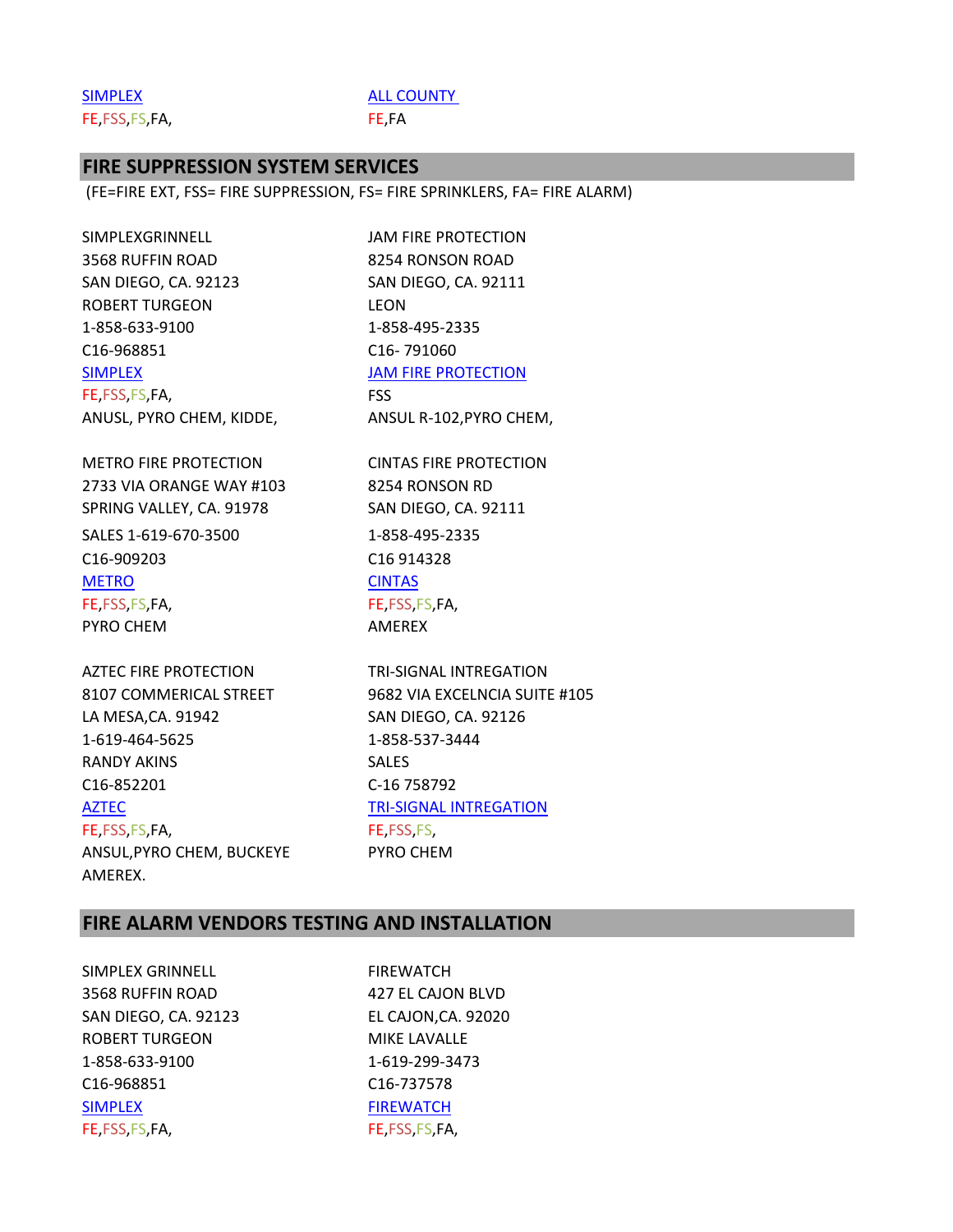SIMPLEX
FE,FSS,FS,FA,

ALL COUNTY
FE,FA

## FIRE SUPPRESSION SYSTEM SERVICES

(FE=FIRE EXT, FSS= FIRE SUPPRESSION, FS= FIRE SPRINKLERS, FA= FIRE ALARM)

SIMPLEXGRINNELL
3568 RUFFIN ROAD
SAN DIEGO, CA. 92123
ROBERT TURGEON
1-858-633-9100
C16-968851
SIMPLEX
FE,FSS,FS,FA,
ANUSL, PYRO CHEM, KIDDE,

JAM FIRE PROTECTION
8254 RONSON ROAD
SAN DIEGO, CA. 92111
LEON
1-858-495-2335
C16- 791060
JAM FIRE PROTECTION
FSS
ANSUL R-102,PYRO CHEM,

METRO FIRE PROTECTION
2733 VIA ORANGE WAY #103
SPRING VALLEY, CA. 91978
SALES 1-619-670-3500
C16-909203
METRO
FE,FSS,FS,FA,
PYRO CHEM

CINTAS FIRE PROTECTION
8254 RONSON RD
SAN DIEGO, CA. 92111
1-858-495-2335
C16 914328
CINTAS
FE,FSS,FS,FA,
AMEREX

AZTEC FIRE PROTECTION
8107 COMMERICAL STREET
LA MESA,CA. 91942
1-619-464-5625
RANDY AKINS
C16-852201
AZTEC
FE,FSS,FS,FA,
ANSUL,PYRO CHEM, BUCKEYE
AMEREX.

TRI-SIGNAL INTREGATION
9682 VIA EXCELNCIA SUITE #105
SAN DIEGO, CA. 92126
1-858-537-3444
SALES
C-16 758792
TRI-SIGNAL INTREGATION
FE,FSS,FS,
PYRO CHEM

## FIRE ALARM VENDORS TESTING AND INSTALLATION

SIMPLEX GRINNELL
3568 RUFFIN ROAD
SAN DIEGO, CA. 92123
ROBERT TURGEON
1-858-633-9100
C16-968851
SIMPLEX
FE,FSS,FS,FA,

FIREWATCH
427 EL CAJON BLVD
EL CAJON,CA. 92020
MIKE LAVALLE
1-619-299-3473
C16-737578
FIREWATCH
FE,FSS,FS,FA,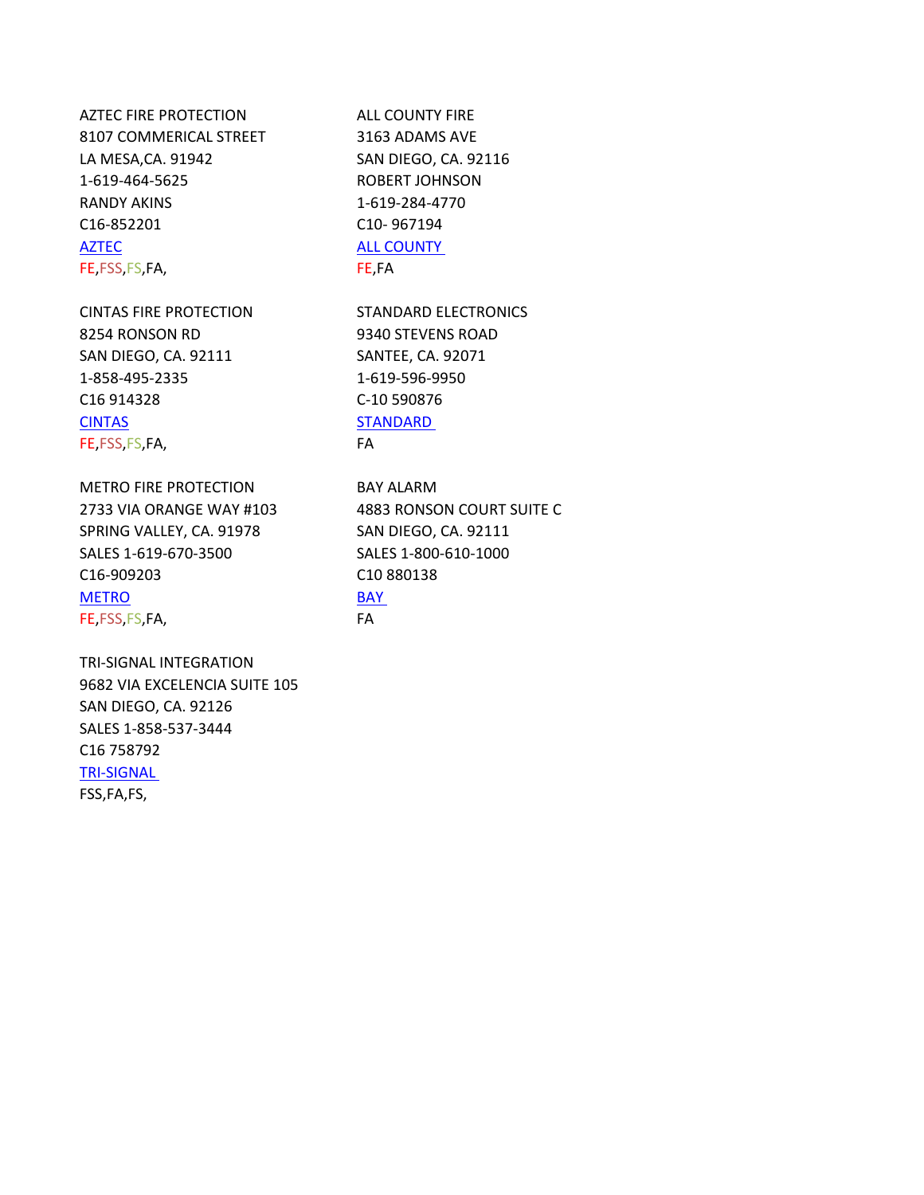AZTEC FIRE PROTECTION
8107 COMMERICAL STREET
LA MESA,CA. 91942
1-619-464-5625
RANDY AKINS
C16-852201
AZTEC
FE,FSS,FS,FA,

ALL COUNTY FIRE
3163 ADAMS AVE
SAN DIEGO, CA. 92116
ROBERT JOHNSON
1-619-284-4770
C10- 967194
ALL COUNTY
FE,FA

CINTAS FIRE PROTECTION
8254 RONSON RD
SAN DIEGO, CA. 92111
1-858-495-2335
C16 914328
CINTAS
FE,FSS,FS,FA,

STANDARD ELECTRONICS
9340 STEVENS ROAD
SANTEE, CA. 92071
1-619-596-9950
C-10 590876
STANDARD
FA

METRO FIRE PROTECTION
2733 VIA ORANGE WAY #103
SPRING VALLEY, CA. 91978
SALES 1-619-670-3500
C16-909203
METRO
FE,FSS,FS,FA,

BAY ALARM
4883 RONSON COURT SUITE C
SAN DIEGO, CA. 92111
SALES 1-800-610-1000
C10 880138
BAY
FA

TRI-SIGNAL INTEGRATION
9682 VIA EXCELENCIA SUITE 105
SAN DIEGO, CA. 92126
SALES 1-858-537-3444
C16 758792
TRI-SIGNAL
FSS,FA,FS,